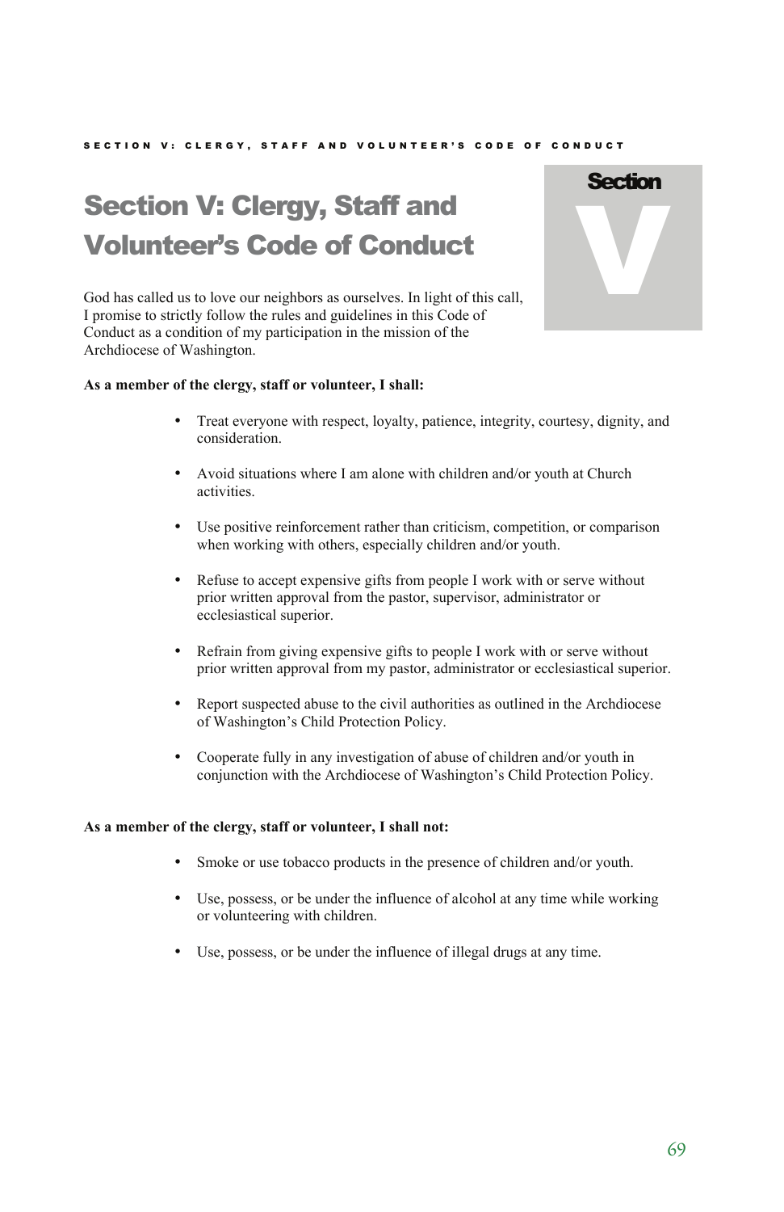# Section V: Clergy, Staff and Volunteer's Code of Conduct

God has called us to love our neighbors as ourselves. In light of this call, I promise to strictly follow the rules and guidelines in this Code of Conduct as a condition of my participation in the mission of the Archdiocese of Washington.

**As a member of the clergy, staff or volunteer, I shall:**

- Treat everyone with respect, loyalty, patience, integrity, courtesy, dignity, and consideration.
- Avoid situations where I am alone with children and/or youth at Church activities.
- Use positive reinforcement rather than criticism, competition, or comparison when working with others, especially children and/or youth.
- Refuse to accept expensive gifts from people I work with or serve without prior written approval from the pastor, supervisor, administrator or ecclesiastical superior.
- Refrain from giving expensive gifts to people I work with or serve without prior written approval from my pastor, administrator or ecclesiastical superior.
- Report suspected abuse to the civil authorities as outlined in the Archdiocese of Washington's Child Protection Policy.
- Cooperate fully in any investigation of abuse of children and/or youth in conjunction with the Archdiocese of Washington's Child Protection Policy.

**As a member of the clergy, staff or volunteer, I shall not:**

- Smoke or use tobacco products in the presence of children and/or youth.
- Use, possess, or be under the influence of alcohol at any time while working or volunteering with children.
- Use, possess, or be under the influence of illegal drugs at any time.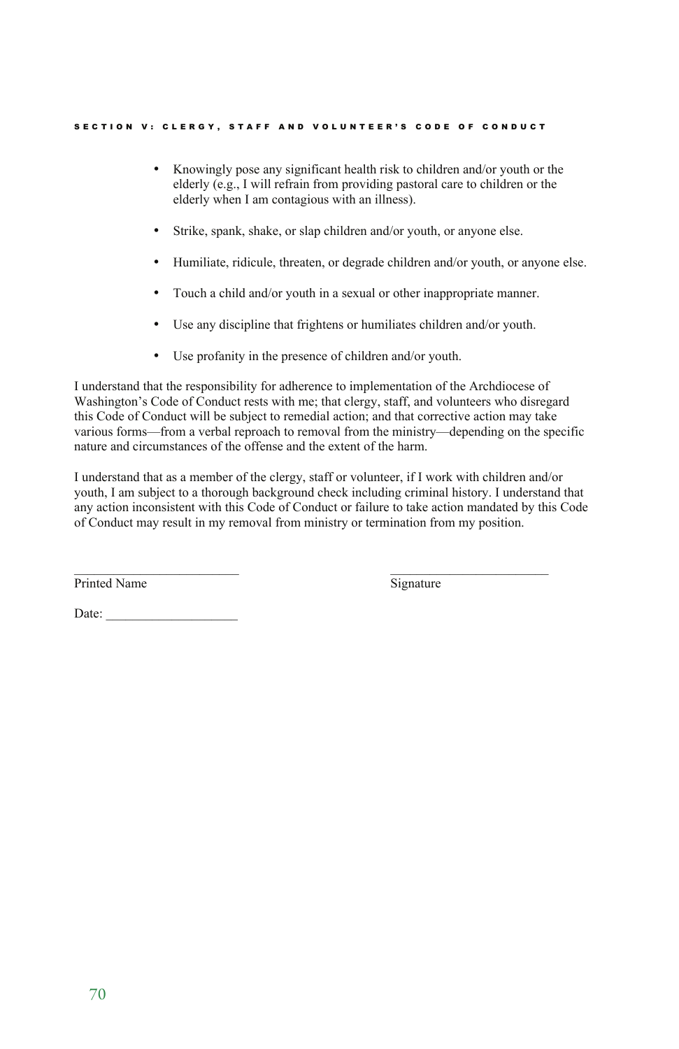- Knowingly pose any significant health risk to children and/or youth or the elderly (e.g., I will refrain from providing pastoral care to children or the elderly when I am contagious with an illness).

- Strike, spank, shake, or slap children and/or youth, or anyone else.

- Humiliate, ridicule, threaten, or degrade children and/or youth, or anyone else.

- Touch a child and/or youth in a sexual or other inappropriate manner.

- Use any discipline that frightens or humiliates children and/or youth.

- Use profanity in the presence of children and/or youth.

I understand that the responsibility for adherence to implementation of the Archdiocese of Washington's Code of Conduct rests with me; that clergy, staff, and volunteers who disregard this Code of Conduct will be subject to remedial action; and that corrective action may take various forms—from a verbal reproach to removal from the ministry—depending on the specific nature and circumstances of the offense and the extent of the harm.

I understand that as a member of the clergy, staff or volunteer, if I work with children and/or youth, I am subject to a thorough background check including criminal history. I understand that any action inconsistent with this Code of Conduct or failure to take action mandated by this Code of Conduct may result in my removal from ministry or termination from my position.

_________________________ &nbsp;&nbsp;&nbsp;&nbsp;&nbsp;&nbsp;&nbsp;&nbsp; _________________________
Printed Name &nbsp;&nbsp;&nbsp;&nbsp;&nbsp;&nbsp;&nbsp;&nbsp;&nbsp;&nbsp;&nbsp;&nbsp;&nbsp;&nbsp;&nbsp;&nbsp;&nbsp;&nbsp;&nbsp;&nbsp;&nbsp;&nbsp;&nbsp;&nbsp; Signature

Date: ____________________